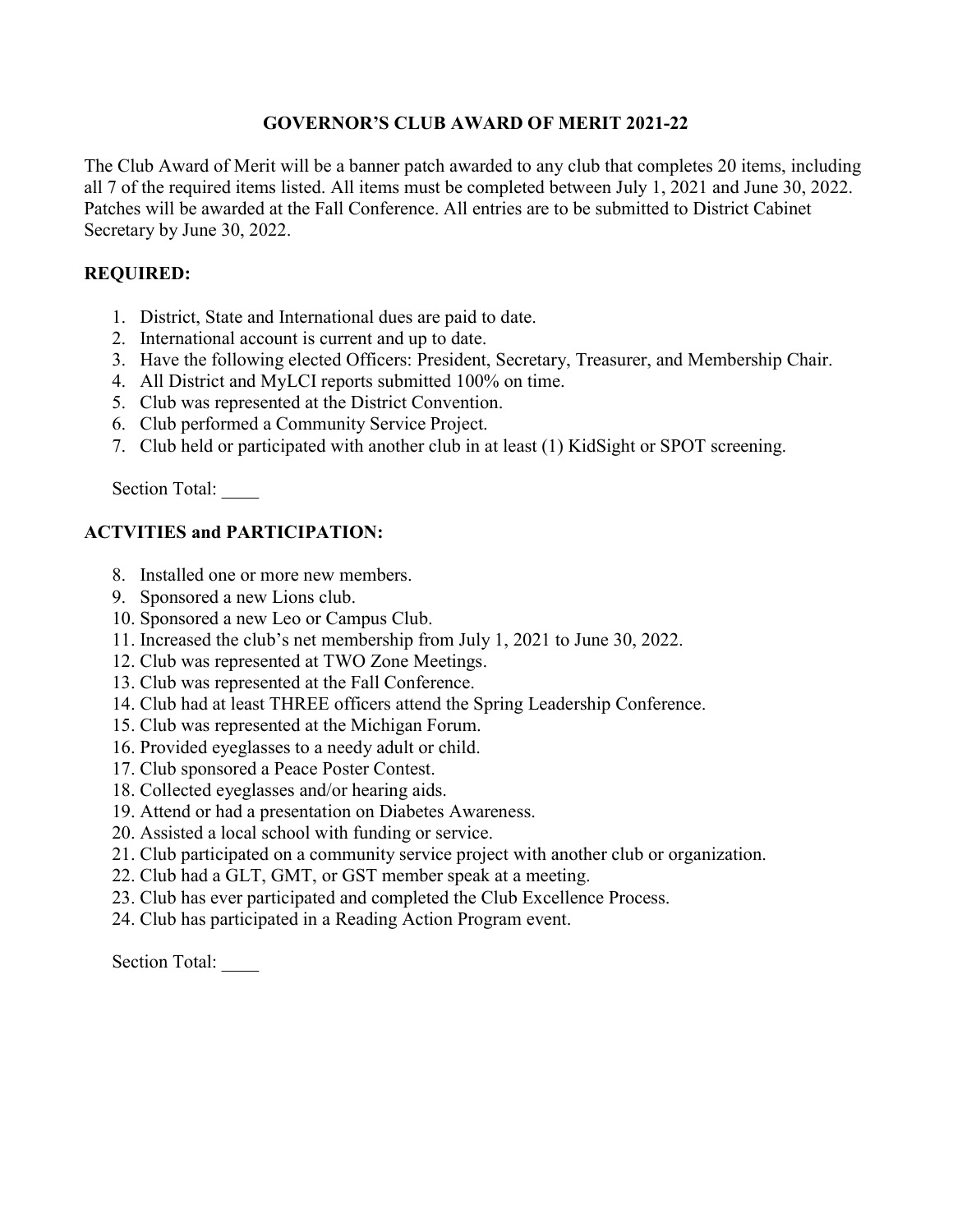# GOVERNOR'S CLUB AWARD OF MERIT 2021-22

The Club Award of Merit will be a banner patch awarded to any club that completes 20 items, including all 7 of the required items listed. All items must be completed between July 1, 2021 and June 30, 2022. Patches will be awarded at the Fall Conference. All entries are to be submitted to District Cabinet Secretary by June 30, 2022.

## REQUIRED:

1. District, State and International dues are paid to date.
2. International account is current and up to date.
3. Have the following elected Officers: President, Secretary, Treasurer, and Membership Chair.
4. All District and MyLCI reports submitted 100% on time.
5. Club was represented at the District Convention.
6. Club performed a Community Service Project.
7. Club held or participated with another club in at least (1) KidSight or SPOT screening.

Section Total: ____

## ACTVITIES and PARTICIPATION:

8. Installed one or more new members.
9. Sponsored a new Lions club.
10. Sponsored a new Leo or Campus Club.
11. Increased the club's net membership from July 1, 2021 to June 30, 2022.
12. Club was represented at TWO Zone Meetings.
13. Club was represented at the Fall Conference.
14. Club had at least THREE officers attend the Spring Leadership Conference.
15. Club was represented at the Michigan Forum.
16. Provided eyeglasses to a needy adult or child.
17. Club sponsored a Peace Poster Contest.
18. Collected eyeglasses and/or hearing aids.
19. Attend or had a presentation on Diabetes Awareness.
20. Assisted a local school with funding or service.
21. Club participated on a community service project with another club or organization.
22. Club had a GLT, GMT, or GST member speak at a meeting.
23. Club has ever participated and completed the Club Excellence Process.
24. Club has participated in a Reading Action Program event.

Section Total: ____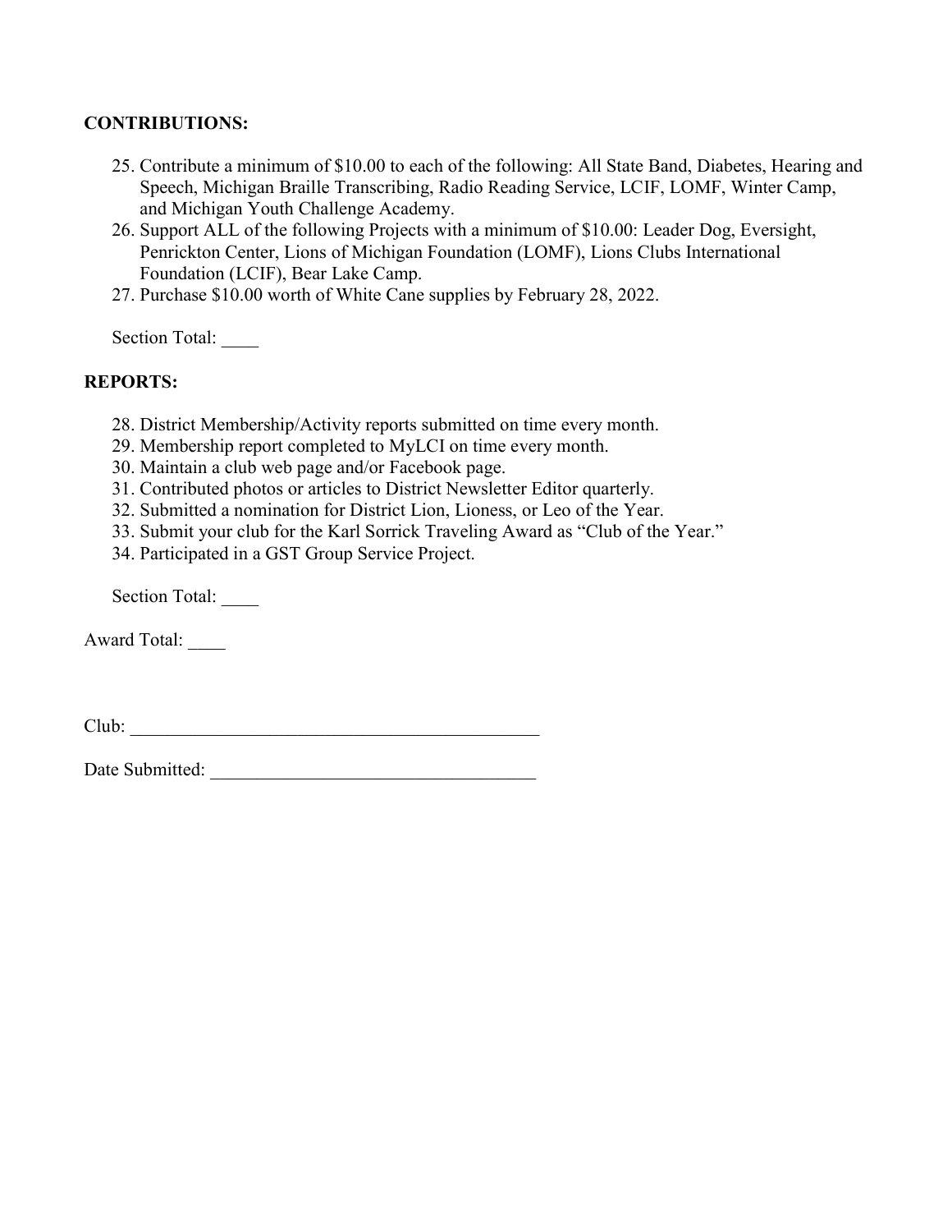**CONTRIBUTIONS:**

25. Contribute a minimum of $10.00 to each of the following: All State Band, Diabetes, Hearing and Speech, Michigan Braille Transcribing, Radio Reading Service, LCIF, LOMF, Winter Camp, and Michigan Youth Challenge Academy.
26. Support ALL of the following Projects with a minimum of $10.00: Leader Dog, Eversight, Penrickton Center, Lions of Michigan Foundation (LOMF), Lions Clubs International Foundation (LCIF), Bear Lake Camp.
27. Purchase $10.00 worth of White Cane supplies by February 28, 2022.

Section Total: ____

**REPORTS:**

28. District Membership/Activity reports submitted on time every month.
29. Membership report completed to MyLCI on time every month.
30. Maintain a club web page and/or Facebook page.
31. Contributed photos or articles to District Newsletter Editor quarterly.
32. Submitted a nomination for District Lion, Lioness, or Leo of the Year.
33. Submit your club for the Karl Sorrick Traveling Award as "Club of the Year."
34. Participated in a GST Group Service Project.

Section Total: ____

Award Total: ____

Club: ____________________________________________

Date Submitted: __________________________________